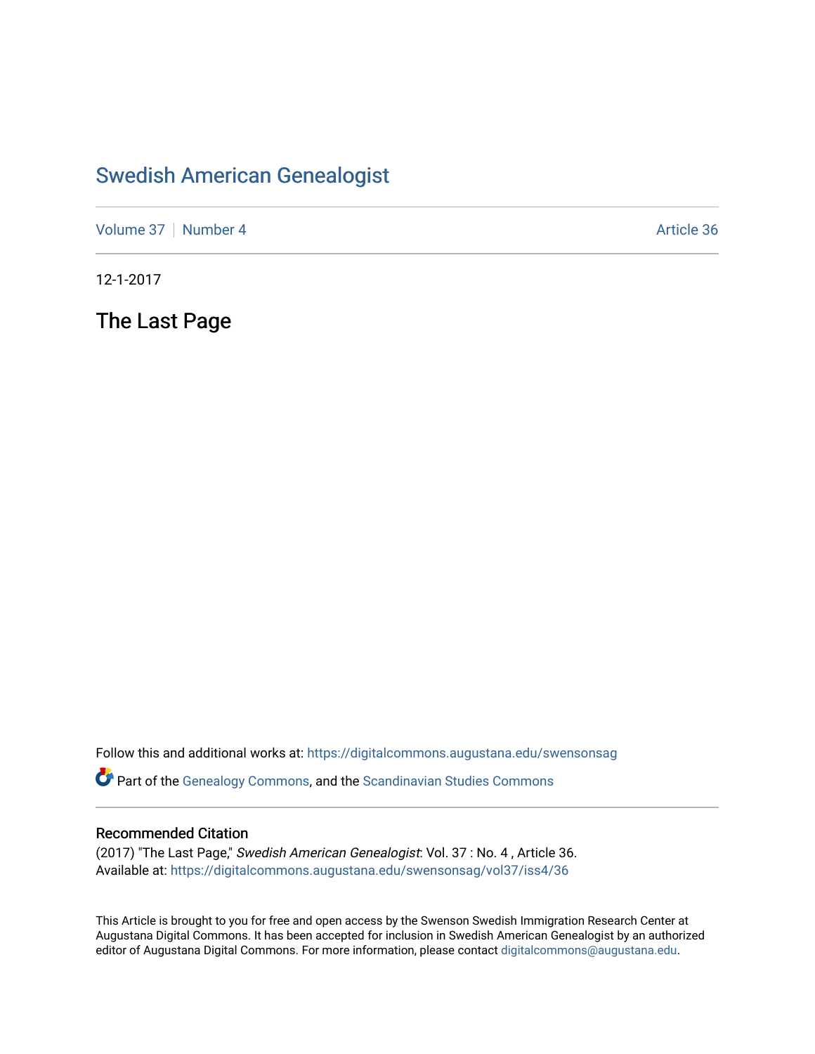# Swedish American Genealogist

Volume 37 | Number 4 Article 36

12-1-2017

## The Last Page

Follow this and additional works at: https://digitalcommons.augustana.edu/swensonsag

Part of the Genealogy Commons, and the Scandinavian Studies Commons

### Recommended Citation

(2017) "The Last Page," *Swedish American Genealogist*: Vol. 37 : No. 4 , Article 36.
Available at: https://digitalcommons.augustana.edu/swensonsag/vol37/iss4/36

This Article is brought to you for free and open access by the Swenson Swedish Immigration Research Center at Augustana Digital Commons. It has been accepted for inclusion in Swedish American Genealogist by an authorized editor of Augustana Digital Commons. For more information, please contact digitalcommons@augustana.edu.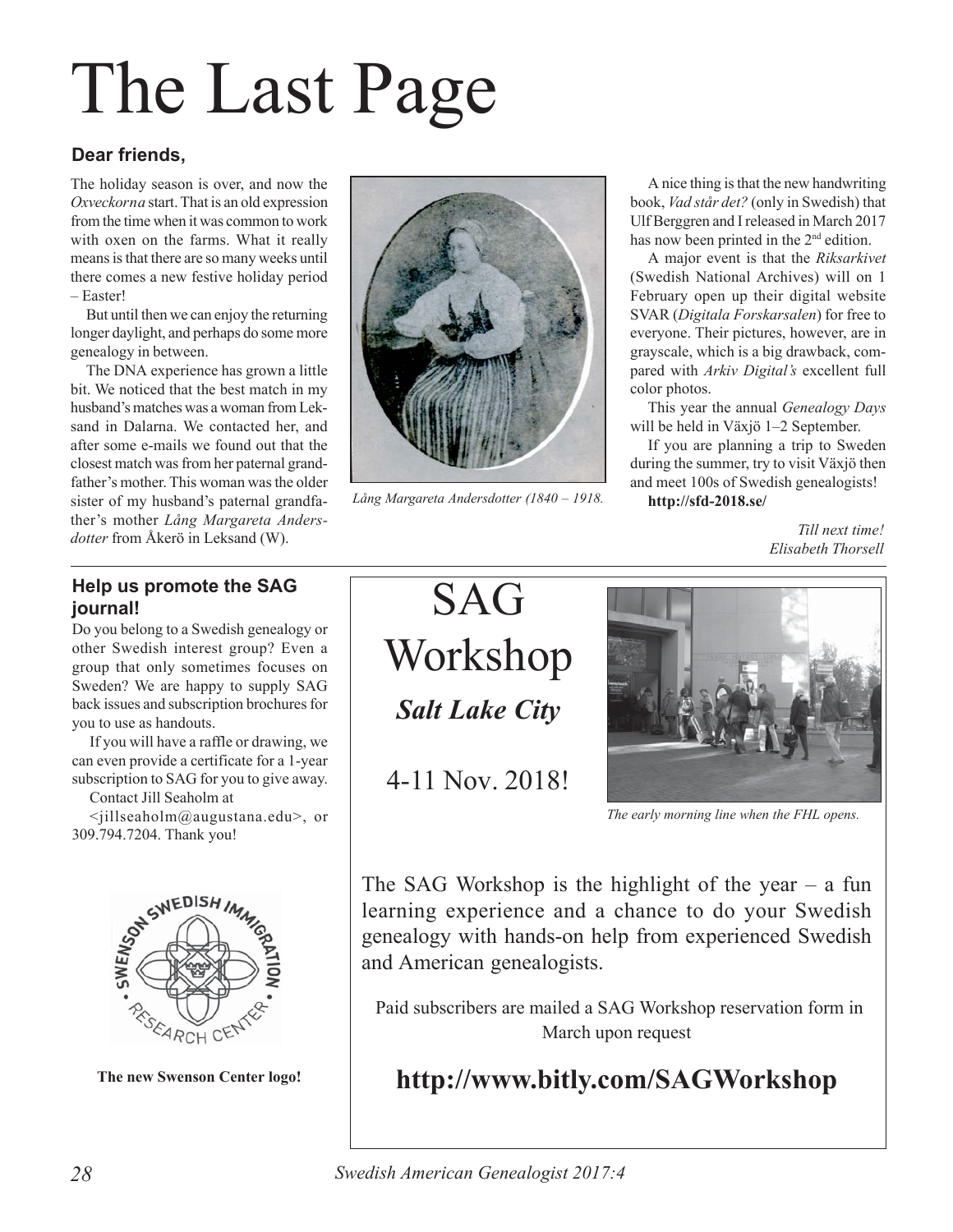# The Last Page

**Dear friends,**

The holiday season is over, and now the *Oxveckorna* start. That is an old expression from the time when it was common to work with oxen on the farms. What it really means is that there are so many weeks until there comes a new festive holiday period – Easter!

But until then we can enjoy the returning longer daylight, and perhaps do some more genealogy in between.

The DNA experience has grown a little bit. We noticed that the best match in my husband's matches was a woman from Leksand in Dalarna. We contacted her, and after some e-mails we found out that the closest match was from her paternal grandfather's mother. This woman was the older sister of my husband's paternal grandfather's mother *Lång Margareta Andersdotter* from Åkerö in Leksand (W).

*Lång Margareta Andersdotter (1840 – 1918.*

A nice thing is that the new handwriting book, *Vad står det?* (only in Swedish) that Ulf Berggren and I released in March 2017 has now been printed in the 2nd edition.

A major event is that the *Riksarkivet* (Swedish National Archives) will on 1 February open up their digital website SVAR (*Digitala Forskarsalen*) for free to everyone. Their pictures, however, are in grayscale, which is a big drawback, compared with *Arkiv Digital's* excellent full color photos.

This year the annual *Genealogy Days* will be held in Växjö 1–2 September.

If you are planning a trip to Sweden during the summer, try to visit Växjö then and meet 100s of Swedish genealogists!

**http://sfd-2018.se/**

*Till next time!*
*Elisabeth Thorsell*

---

### Help us promote the SAG journal!

Do you belong to a Swedish genealogy or other Swedish interest group? Even a group that only sometimes focuses on Sweden? We are happy to supply SAG back issues and subscription brochures for you to use as handouts.

If you will have a raffle or drawing, we can even provide a certificate for a 1-year subscription to SAG for you to give away.

Contact Jill Seaholm at <jillseaholm@augustana.edu>, or 309.794.7204. Thank you!

**The new Swenson Center logo!**

# SAG Workshop

***Salt Lake City***

4-11 Nov. 2018!

*The early morning line when the FHL opens.*

The SAG Workshop is the highlight of the year – a fun learning experience and a chance to do your Swedish genealogy with hands-on help from experienced Swedish and American genealogists.

Paid subscribers are mailed a SAG Workshop reservation form in March upon request

**http://www.bitly.com/SAGWorkshop**